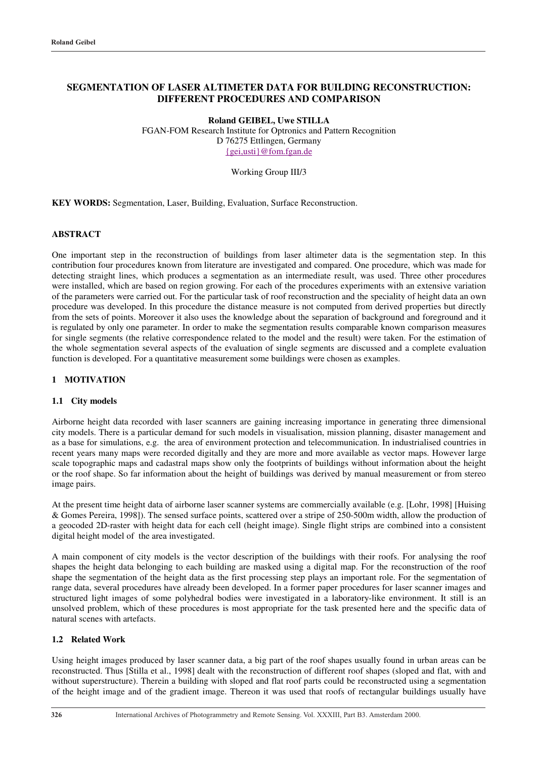# SEGMENTATION OF LASER ALTIMETER DATA FOR BUILDING RECONSTRUCTION: DIFFERENT PROCEDURES AND COMPARISON

**Roland GEIBEL, Uwe STILLA**
FGAN-FOM Research Institute for Optronics and Pattern Recognition
D 76275 Ettlingen, Germany
{gei,usti}@fom.fgan.de

Working Group III/3

**KEY WORDS:** Segmentation, Laser, Building, Evaluation, Surface Reconstruction.

## ABSTRACT

One important step in the reconstruction of buildings from laser altimeter data is the segmentation step. In this contribution four procedures known from literature are investigated and compared. One procedure, which was made for detecting straight lines, which produces a segmentation as an intermediate result, was used. Three other procedures were installed, which are based on region growing. For each of the procedures experiments with an extensive variation of the parameters were carried out. For the particular task of roof reconstruction and the speciality of height data an own procedure was developed. In this procedure the distance measure is not computed from derived properties but directly from the sets of points. Moreover it also uses the knowledge about the separation of background and foreground and it is regulated by only one parameter. In order to make the segmentation results comparable known comparison measures for single segments (the relative correspondence related to the model and the result) were taken. For the estimation of the whole segmentation several aspects of the evaluation of single segments are discussed and a complete evaluation function is developed. For a quantitative measurement some buildings were chosen as examples.

## 1 MOTIVATION

### 1.1 City models

Airborne height data recorded with laser scanners are gaining increasing importance in generating three dimensional city models. There is a particular demand for such models in visualisation, mission planning, disaster management and as a base for simulations, e.g. the area of environment protection and telecommunication. In industrialised countries in recent years many maps were recorded digitally and they are more and more available as vector maps. However large scale topographic maps and cadastral maps show only the footprints of buildings without information about the height or the roof shape. So far information about the height of buildings was derived by manual measurement or from stereo image pairs.

At the present time height data of airborne laser scanner systems are commercially available (e.g. [Lohr, 1998] [Huising & Gomes Pereira, 1998]). The sensed surface points, scattered over a stripe of 250-500m width, allow the production of a geocoded 2D-raster with height data for each cell (height image). Single flight strips are combined into a consistent digital height model of the area investigated.

A main component of city models is the vector description of the buildings with their roofs. For analysing the roof shapes the height data belonging to each building are masked using a digital map. For the reconstruction of the roof shape the segmentation of the height data as the first processing step plays an important role. For the segmentation of range data, several procedures have already been developed. In a former paper procedures for laser scanner images and structured light images of some polyhedral bodies were investigated in a laboratory-like environment. It still is an unsolved problem, which of these procedures is most appropriate for the task presented here and the specific data of natural scenes with artefacts.

### 1.2 Related Work

Using height images produced by laser scanner data, a big part of the roof shapes usually found in urban areas can be reconstructed. Thus [Stilla et al., 1998] dealt with the reconstruction of different roof shapes (sloped and flat, with and without superstructure). Therein a building with sloped and flat roof parts could be reconstructed using a segmentation of the height image and of the gradient image. Thereon it was used that roofs of rectangular buildings usually have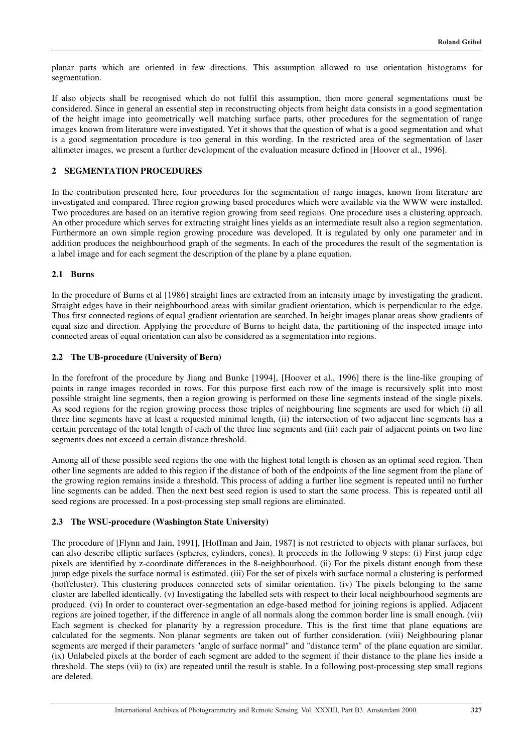planar parts which are oriented in few directions. This assumption allowed to use orientation histograms for segmentation.

If also objects shall be recognised which do not fulfil this assumption, then more general segmentations must be considered. Since in general an essential step in reconstructing objects from height data consists in a good segmentation of the height image into geometrically well matching surface parts, other procedures for the segmentation of range images known from literature were investigated. Yet it shows that the question of what is a good segmentation and what is a good segmentation procedure is too general in this wording. In the restricted area of the segmentation of laser altimeter images, we present a further development of the evaluation measure defined in [Hoover et al., 1996].

## 2 SEGMENTATION PROCEDURES

In the contribution presented here, four procedures for the segmentation of range images, known from literature are investigated and compared. Three region growing based procedures which were available via the WWW were installed. Two procedures are based on an iterative region growing from seed regions. One procedure uses a clustering approach. An other procedure which serves for extracting straight lines yields as an intermediate result also a region segmentation. Furthermore an own simple region growing procedure was developed. It is regulated by only one parameter and in addition produces the neighbourhood graph of the segments. In each of the procedures the result of the segmentation is a label image and for each segment the description of the plane by a plane equation.

### 2.1 Burns

In the procedure of Burns et al [1986] straight lines are extracted from an intensity image by investigating the gradient. Straight edges have in their neighbourhood areas with similar gradient orientation, which is perpendicular to the edge. Thus first connected regions of equal gradient orientation are searched. In height images planar areas show gradients of equal size and direction. Applying the procedure of Burns to height data, the partitioning of the inspected image into connected areas of equal orientation can also be considered as a segmentation into regions.

### 2.2 The UB-procedure (University of Bern)

In the forefront of the procedure by Jiang and Bunke [1994], [Hoover et al., 1996] there is the line-like grouping of points in range images recorded in rows. For this purpose first each row of the image is recursively split into most possible straight line segments, then a region growing is performed on these line segments instead of the single pixels. As seed regions for the region growing process those triples of neighbouring line segments are used for which (i) all three line segments have at least a requested minimal length, (ii) the intersection of two adjacent line segments has a certain percentage of the total length of each of the three line segments and (iii) each pair of adjacent points on two line segments does not exceed a certain distance threshold.

Among all of these possible seed regions the one with the highest total length is chosen as an optimal seed region. Then other line segments are added to this region if the distance of both of the endpoints of the line segment from the plane of the growing region remains inside a threshold. This process of adding a further line segment is repeated until no further line segments can be added. Then the next best seed region is used to start the same process. This is repeated until all seed regions are processed. In a post-processing step small regions are eliminated.

### 2.3 The WSU-procedure (Washington State University)

The procedure of [Flynn and Jain, 1991], [Hoffman and Jain, 1987] is not restricted to objects with planar surfaces, but can also describe elliptic surfaces (spheres, cylinders, cones). It proceeds in the following 9 steps: (i) First jump edge pixels are identified by z-coordinate differences in the 8-neighbourhood. (ii) For the pixels distant enough from these jump edge pixels the surface normal is estimated. (iii) For the set of pixels with surface normal a clustering is performed (hoffcluster). This clustering produces connected sets of similar orientation. (iv) The pixels belonging to the same cluster are labelled identically. (v) Investigating the labelled sets with respect to their local neighbourhood segments are produced. (vi) In order to counteract over-segmentation an edge-based method for joining regions is applied. Adjacent regions are joined together, if the difference in angle of all normals along the common border line is small enough. (vii) Each segment is checked for planarity by a regression procedure. This is the first time that plane equations are calculated for the segments. Non planar segments are taken out of further consideration. (viii) Neighbouring planar segments are merged if their parameters "angle of surface normal" and "distance term" of the plane equation are similar. (ix) Unlabeled pixels at the border of each segment are added to the segment if their distance to the plane lies inside a threshold. The steps (vii) to (ix) are repeated until the result is stable. In a following post-processing step small regions are deleted.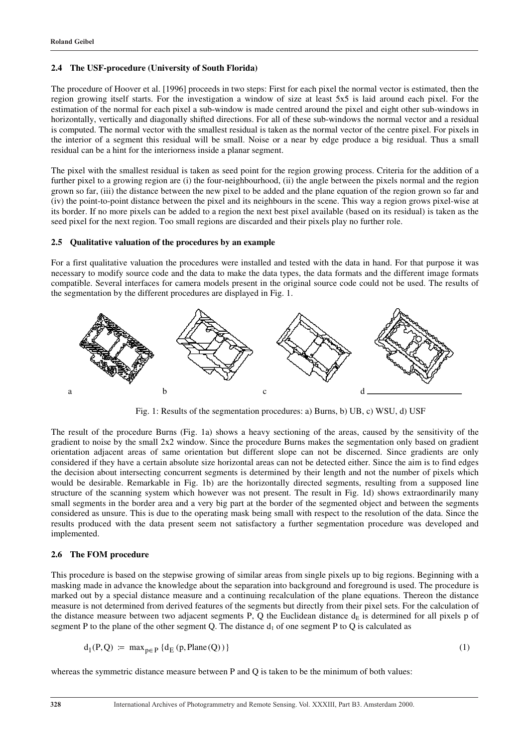### 2.4 The USF-procedure (University of South Florida)

The procedure of Hoover et al. [1996] proceeds in two steps: First for each pixel the normal vector is estimated, then the region growing itself starts. For the investigation a window of size at least 5x5 is laid around each pixel. For the estimation of the normal for each pixel a sub-window is made centred around the pixel and eight other sub-windows in horizontally, vertically and diagonally shifted directions. For all of these sub-windows the normal vector and a residual is computed. The normal vector with the smallest residual is taken as the normal vector of the centre pixel. For pixels in the interior of a segment this residual will be small. Noise or a near by edge produce a big residual. Thus a small residual can be a hint for the interiorness inside a planar segment.

The pixel with the smallest residual is taken as seed point for the region growing process. Criteria for the addition of a further pixel to a growing region are (i) the four-neighbourhood, (ii) the angle between the pixels normal and the region grown so far, (iii) the distance between the new pixel to be added and the plane equation of the region grown so far and (iv) the point-to-point distance between the pixel and its neighbours in the scene. This way a region grows pixel-wise at its border. If no more pixels can be added to a region the next best pixel available (based on its residual) is taken as the seed pixel for the next region. Too small regions are discarded and their pixels play no further role.

### 2.5 Qualitative valuation of the procedures by an example

For a first qualitative valuation the procedures were installed and tested with the data in hand. For that purpose it was necessary to modify source code and the data to make the data types, the data formats and the different image formats compatible. Several interfaces for camera models present in the original source code could not be used. The results of the segmentation by the different procedures are displayed in Fig. 1.

Fig. 1: Results of the segmentation procedures: a) Burns, b) UB, c) WSU, d) USF

The result of the procedure Burns (Fig. 1a) shows a heavy sectioning of the areas, caused by the sensitivity of the gradient to noise by the small 2x2 window. Since the procedure Burns makes the segmentation only based on gradient orientation adjacent areas of same orientation but different slope can not be discerned. Since gradients are only considered if they have a certain absolute size horizontal areas can not be detected either. Since the aim is to find edges the decision about intersecting concurrent segments is determined by their length and not the number of pixels which would be desirable. Remarkable in Fig. 1b) are the horizontally directed segments, resulting from a supposed line structure of the scanning system which however was not present. The result in Fig. 1d) shows extraordinarily many small segments in the border area and a very big part at the border of the segmented object and between the segments considered as unsure. This is due to the operating mask being small with respect to the resolution of the data. Since the results produced with the data present seem not satisfactory a further segmentation procedure was developed and implemented.

### 2.6 The FOM procedure

This procedure is based on the stepwise growing of similar areas from single pixels up to big regions. Beginning with a masking made in advance the knowledge about the separation into background and foreground is used. The procedure is marked out by a special distance measure and a continuing recalculation of the plane equations. Thereon the distance measure is not determined from derived features of the segments but directly from their pixel sets. For the calculation of the distance measure between two adjacent segments P, Q the Euclidean distance $d_E$ is determined for all pixels p of segment P to the plane of the other segment Q. The distance $d_1$ of one segment P to Q is calculated as

$$d_1(P,Q) := \max_{p \in P} \{d_E(p, \mathrm{Plane}(Q))\} \tag{1}$$

whereas the symmetric distance measure between P and Q is taken to be the minimum of both values: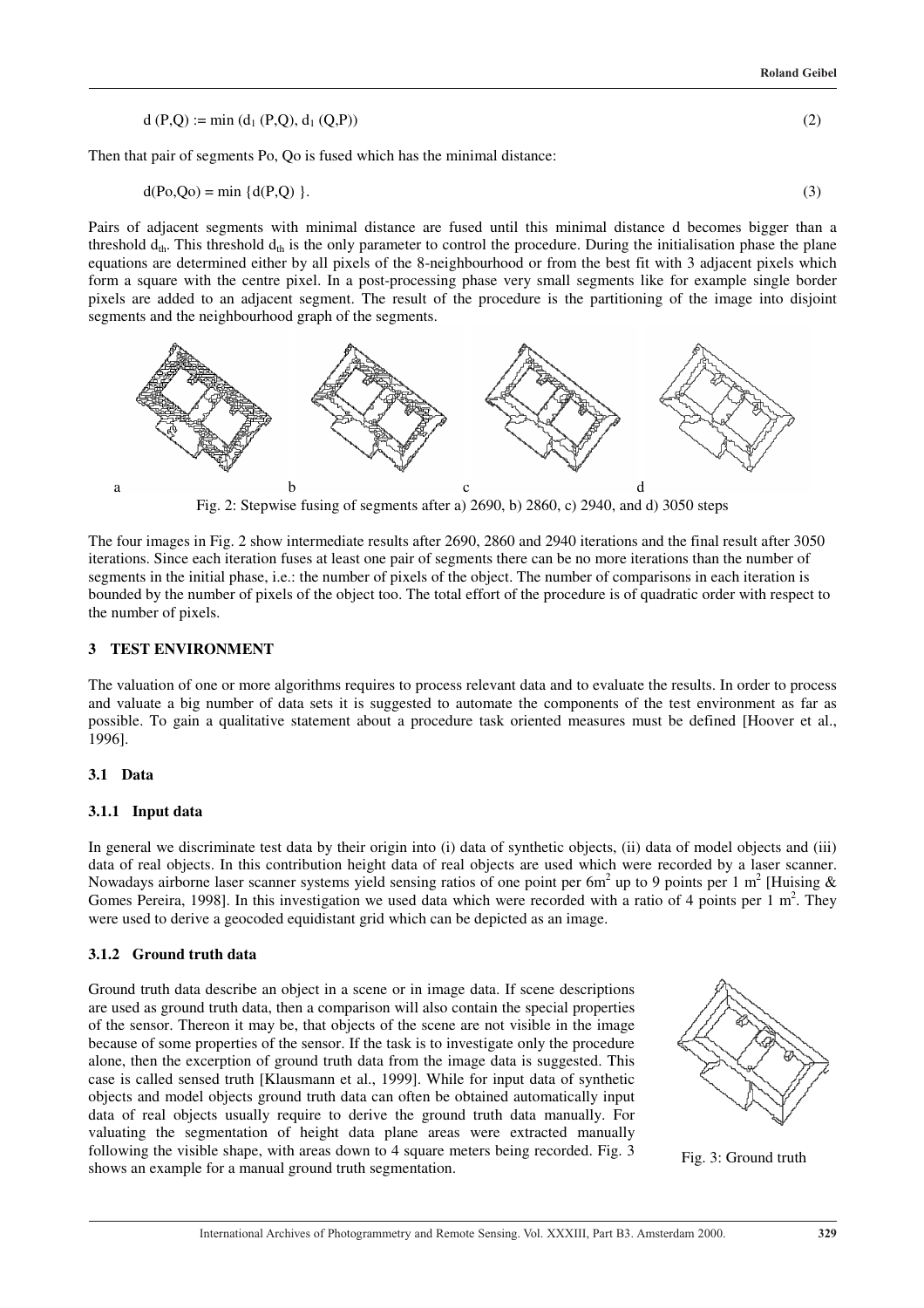$$d(P,Q) := \min(d_1(P,Q), d_1(Q,P)) \tag{2}$$

Then that pair of segments Po, Qo is fused which has the minimal distance:

$$d(Po,Qo) = \min\{d(P,Q)\}. \tag{3}$$

Pairs of adjacent segments with minimal distance are fused until this minimal distance d becomes bigger than a threshold $d_{th}$. This threshold $d_{th}$ is the only parameter to control the procedure. During the initialisation phase the plane equations are determined either by all pixels of the 8-neighbourhood or from the best fit with 3 adjacent pixels which form a square with the centre pixel. In a post-processing phase very small segments like for example single border pixels are added to an adjacent segment. The result of the procedure is the partitioning of the image into disjoint segments and the neighbourhood graph of the segments.

a b c d

Fig. 2: Stepwise fusing of segments after a) 2690, b) 2860, c) 2940, and d) 3050 steps

The four images in Fig. 2 show intermediate results after 2690, 2860 and 2940 iterations and the final result after 3050 iterations. Since each iteration fuses at least one pair of segments there can be no more iterations than the number of segments in the initial phase, i.e.: the number of pixels of the object. The number of comparisons in each iteration is bounded by the number of pixels of the object too. The total effort of the procedure is of quadratic order with respect to the number of pixels.

## 3 TEST ENVIRONMENT

The valuation of one or more algorithms requires to process relevant data and to evaluate the results. In order to process and valuate a big number of data sets it is suggested to automate the components of the test environment as far as possible. To gain a qualitative statement about a procedure task oriented measures must be defined [Hoover et al., 1996].

### 3.1 Data

#### 3.1.1 Input data

In general we discriminate test data by their origin into (i) data of synthetic objects, (ii) data of model objects and (iii) data of real objects. In this contribution height data of real objects are used which were recorded by a laser scanner. Nowadays airborne laser scanner systems yield sensing ratios of one point per 6m$^2$ up to 9 points per 1 m$^2$ [Huising & Gomes Pereira, 1998]. In this investigation we used data which were recorded with a ratio of 4 points per 1 m$^2$. They were used to derive a geocoded equidistant grid which can be depicted as an image.

#### 3.1.2 Ground truth data

Ground truth data describe an object in a scene or in image data. If scene descriptions are used as ground truth data, then a comparison will also contain the special properties of the sensor. Thereon it may be, that objects of the scene are not visible in the image because of some properties of the sensor. If the task is to investigate only the procedure alone, then the excerption of ground truth data from the image data is suggested. This case is called sensed truth [Klausmann et al., 1999]. While for input data of synthetic objects and model objects ground truth data can often be obtained automatically input data of real objects usually require to derive the ground truth data manually. For valuating the segmentation of height data plane areas were extracted manually following the visible shape, with areas down to 4 square meters being recorded. Fig. 3 shows an example for a manual ground truth segmentation.

Fig. 3: Ground truth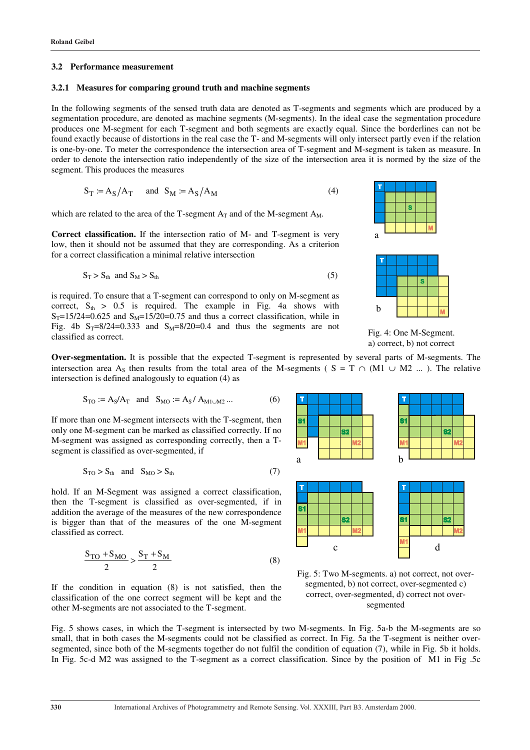### 3.2 Performance measurement

#### 3.2.1 Measures for comparing ground truth and machine segments

In the following segments of the sensed truth data are denoted as T-segments and segments which are produced by a segmentation procedure, are denoted as machine segments (M-segments). In the ideal case the segmentation procedure produces one M-segment for each T-segment and both segments are exactly equal. Since the borderlines can not be found exactly because of distortions in the real case the T- and M-segments will only intersect partly even if the relation is one-by-one. To meter the correspondence the intersection area of T-segment and M-segment is taken as measure. In order to denote the intersection ratio independently of the size of the intersection area it is normed by the size of the segment. This produces the measures

$$S_T := A_S / A_T \quad \text{and} \quad S_M := A_S / A_M \tag{4}$$

which are related to the area of the T-segment $A_T$ and of the M-segment $A_M$.

**Correct classification.** If the intersection ratio of M- and T-segment is very low, then it should not be assumed that they are corresponding. As a criterion for a correct classification a minimal relative intersection

$$S_T > S_{th} \;\text{ and }\; S_M > S_{th} \tag{5}$$

is required. To ensure that a T-segment can correspond to only on M-segment as correct, $S_{th} > 0.5$ is required. The example in Fig. 4a shows with $S_T$=15/24=0.625 and $S_M$=15/20=0.75 and thus a correct classification, while in Fig. 4b $S_T$=8/24=0.333 and $S_M$=8/20=0.4 and thus the segments are not classified as correct.

Fig. 4: One M-Segment. a) correct, b) not correct

**Over-segmentation.** It is possible that the expected T-segment is represented by several parts of M-segments. The intersection area $A_S$ then results from the total area of the M-segments ( $S = T \cap (M1 \cup M2 \ldots$ ). The relative intersection is defined analogously to equation (4) as

$$S_{TO} := A_S/A_T \quad \text{and} \quad S_{MO} := A_S / A_{M1 \cup M2} \ldots \tag{6}$$

If more than one M-segment intersects with the T-segment, then only one M-segment can be marked as classified correctly. If no M-segment was assigned as corresponding correctly, then a T-segment is classified as over-segmented, if

$$S_{TO} > S_{th} \quad \text{and} \quad S_{MO} > S_{th} \tag{7}$$

hold. If an M-Segment was assigned a correct classification, then the T-segment is classified as over-segmented, if in addition the average of the measures of the new correspondence is bigger than that of the measures of the one M-segment classified as correct.

$$\frac{S_{TO} + S_{MO}}{2} > \frac{S_T + S_M}{2} \tag{8}$$

If the condition in equation (8) is not satisfied, then the classification of the one correct segment will be kept and the other M-segments are not associated to the T-segment.

Fig. 5: Two M-segments. a) not correct, not over-segmented, b) not correct, over-segmented, c) correct, over-segmented, d) correct not over-segmented

Fig. 5 shows cases, in which the T-segment is intersected by two M-segments. In Fig. 5a-b the M-segments are so small, that in both cases the M-segments could not be classified as correct. In Fig. 5a the T-segment is neither over-segmented, since both of the M-segments together do not fulfil the condition of equation (7), while in Fig. 5b it holds. In Fig. 5c-d M2 was assigned to the T-segment as a correct classification. Since by the position of M1 in Fig .5c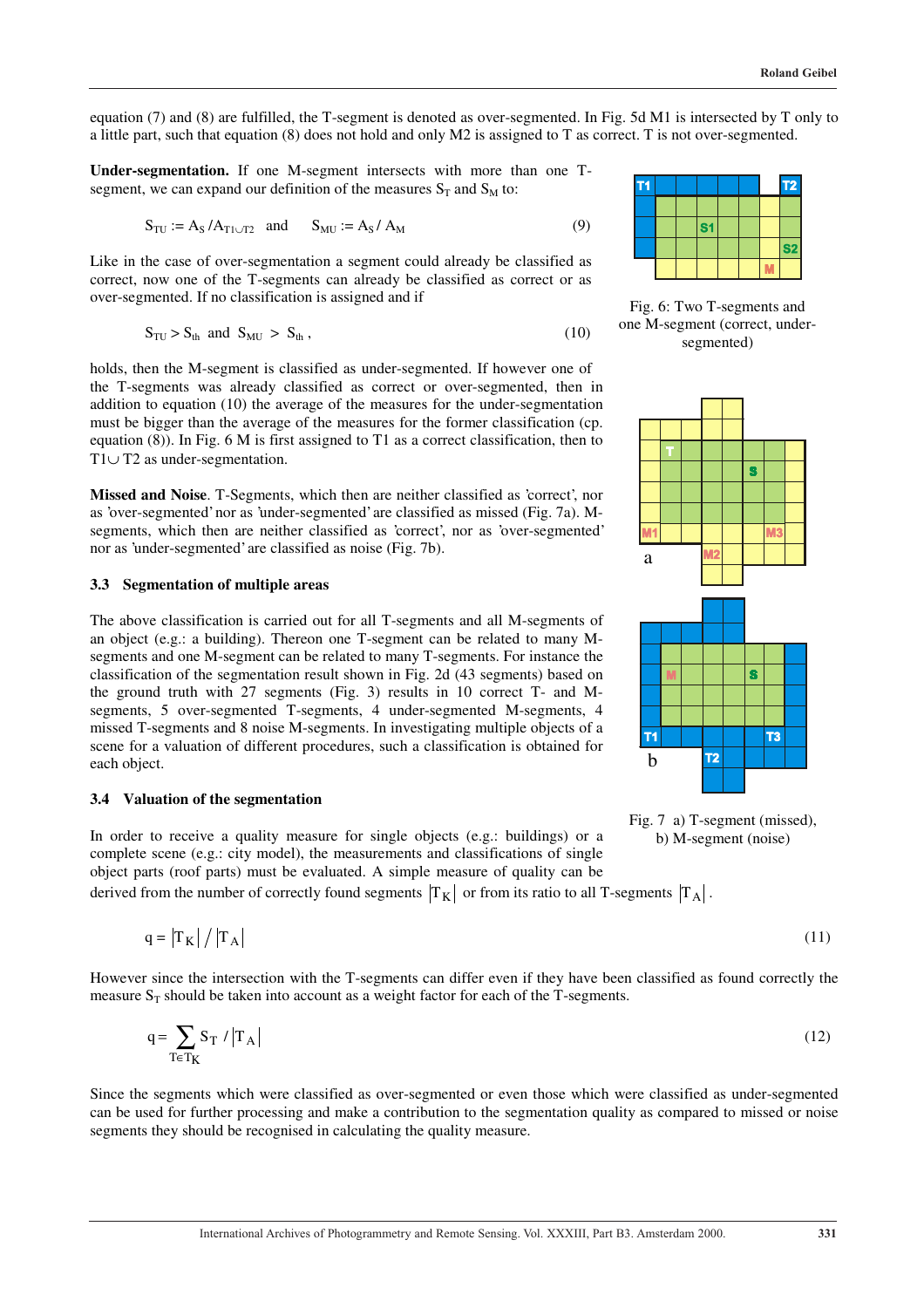equation (7) and (8) are fulfilled, the T-segment is denoted as over-segmented. In Fig. 5d M1 is intersected by T only to a little part, such that equation (8) does not hold and only M2 is assigned to T as correct. T is not over-segmented.

**Under-segmentation.** If one M-segment intersects with more than one T-segment, we can expand our definition of the measures $S_T$ and $S_M$ to:

$$S_{TU} := A_S / A_{T1 \cup T2} \quad \text{and} \quad S_{MU} := A_S / A_M \tag{9}$$

Like in the case of over-segmentation a segment could already be classified as correct, now one of the T-segments can already be classified as correct or as over-segmented. If no classification is assigned and if

$$S_{TU} > S_{th} \text{ and } S_{MU} > S_{th}\,, \tag{10}$$

holds, then the M-segment is classified as under-segmented. If however one of the T-segments was already classified as correct or over-segmented, then in addition to equation (10) the average of the measures for the under-segmentation must be bigger than the average of the measures for the former classification (cp. equation (8)). In Fig. 6 M is first assigned to T1 as a correct classification, then to $T1 \cup T2$ as under-segmentation.

Fig. 6: Two T-segments and one M-segment (correct, under-segmented)

**Missed and Noise**. T-Segments, which then are neither classified as 'correct', nor as 'over-segmented' nor as 'under-segmented' are classified as missed (Fig. 7a). M-segments, which then are neither classified as 'correct', nor as 'over-segmented' nor as 'under-segmented' are classified as noise (Fig. 7b).

Fig. 7 a) T-segment (missed), b) M-segment (noise)

### 3.3 Segmentation of multiple areas

The above classification is carried out for all T-segments and all M-segments of an object (e.g.: a building). Thereon one T-segment can be related to many M-segments and one M-segment can be related to many T-segments. For instance the classification of the segmentation result shown in Fig. 2d (43 segments) based on the ground truth with 27 segments (Fig. 3) results in 10 correct T- and M-segments, 5 over-segmented T-segments, 4 under-segmented M-segments, 4 missed T-segments and 8 noise M-segments. In investigating multiple objects of a scene for a valuation of different procedures, such a classification is obtained for each object.

### 3.4 Valuation of the segmentation

In order to receive a quality measure for single objects (e.g.: buildings) or a complete scene (e.g.: city model), the measurements and classifications of single object parts (roof parts) must be evaluated. A simple measure of quality can be derived from the number of correctly found segments $|T_K|$ or from its ratio to all T-segments $|T_A|$.

$$q = |T_K| \,/\, |T_A| \tag{11}$$

However since the intersection with the T-segments can differ even if they have been classified as found correctly the measure $S_T$ should be taken into account as a weight factor for each of the T-segments.

$$q = \sum_{T \in T_K} S_T \,/\, |T_A| \tag{12}$$

Since the segments which were classified as over-segmented or even those which were classified as under-segmented can be used for further processing and make a contribution to the segmentation quality as compared to missed or noise segments they should be recognised in calculating the quality measure.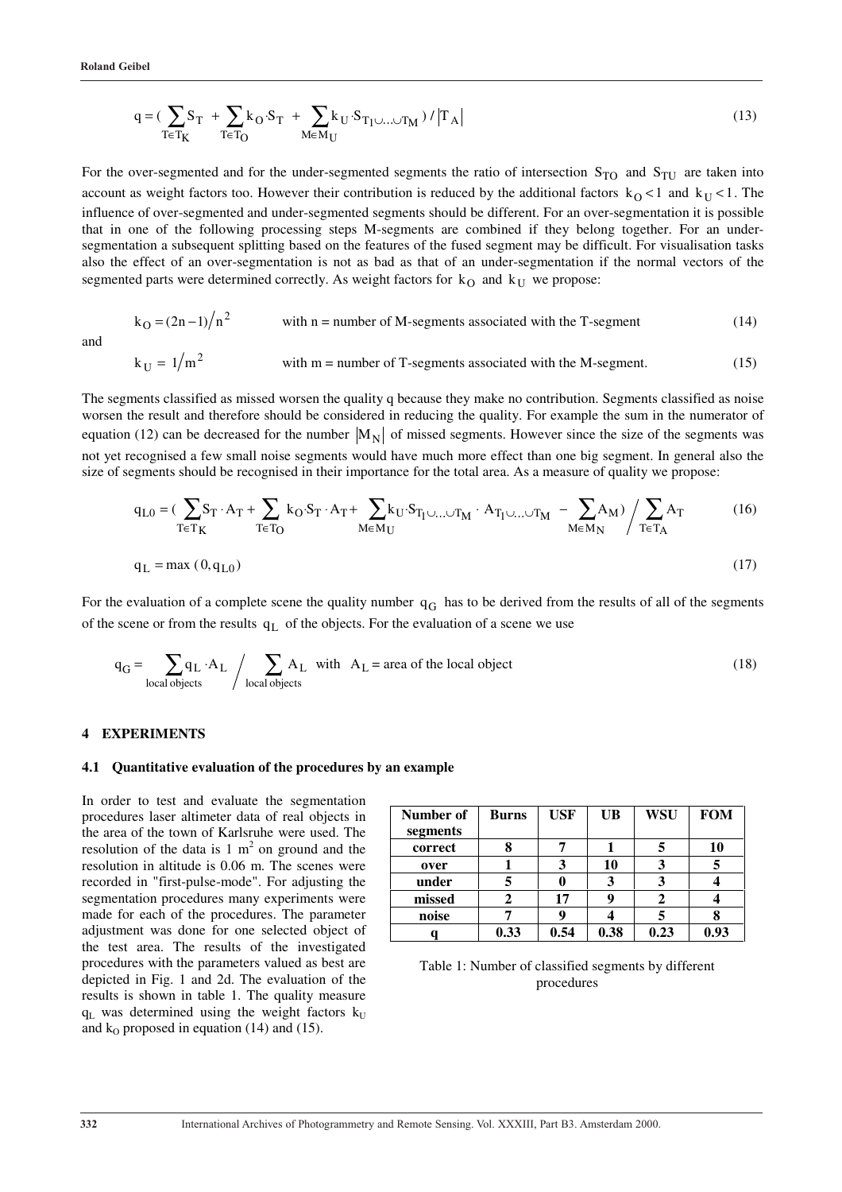$$q = \Big( \sum_{T \in T_K} S_T + \sum_{T \in T_O} k_O \cdot S_T + \sum_{M \in M_U} k_U \cdot S_{T_1 \cup \ldots \cup T_M} \Big) / \left| T_A \right| \tag{13}$$

For the over-segmented and for the under-segmented segments the ratio of intersection $S_{TO}$ and $S_{TU}$ are taken into account as weight factors too. However their contribution is reduced by the additional factors $k_O < 1$ and $k_U < 1$. The influence of over-segmented and under-segmented segments should be different. For an over-segmentation it is possible that in one of the following processing steps M-segments are combined if they belong together. For an under-segmentation a subsequent splitting based on the features of the fused segment may be difficult. For visualisation tasks also the effect of an over-segmentation is not as bad as that of an under-segmentation if the normal vectors of the segmented parts were determined correctly. As weight factors for $k_O$ and $k_U$ we propose:

$$k_O = (2n-1)/n^2 \qquad \text{with n = number of M-segments associated with the T-segment} \tag{14}$$

and

$$k_U = 1/m^2 \qquad \text{with m = number of T-segments associated with the M-segment.} \tag{15}$$

The segments classified as missed worsen the quality q because they make no contribution. Segments classified as noise worsen the result and therefore should be considered in reducing the quality. For example the sum in the numerator of equation (12) can be decreased for the number $|M_N|$ of missed segments. However since the size of the segments was not yet recognised a few small noise segments would have much more effect than one big segment. In general also the size of segments should be recognised in their importance for the total area. As a measure of quality we propose:

$$q_{L0} = \Big( \sum_{T \in T_K} S_T \cdot A_T + \sum_{T \in T_O} k_O \cdot S_T \cdot A_T + \sum_{M \in M_U} k_U \cdot S_{T_1 \cup \ldots \cup T_M} \cdot A_{T_1 \cup \ldots \cup T_M} - \sum_{M \in M_N} A_M \Big) \Big/ \sum_{T \in T_A} A_T \tag{16}$$

$$q_L = \max(0, q_{L0}) \tag{17}$$

For the evaluation of a complete scene the quality number $q_G$ has to be derived from the results of all of the segments of the scene or from the results $q_L$ of the objects. For the evaluation of a scene we use

$$q_G = \sum_{\text{local objects}} q_L \cdot A_L \Big/ \sum_{\text{local objects}} A_L \quad \text{with } A_L = \text{area of the local object} \tag{18}$$

## 4 EXPERIMENTS

### 4.1 Quantitative evaluation of the procedures by an example

In order to test and evaluate the segmentation procedures laser altimeter data of real objects in the area of the town of Karlsruhe were used. The resolution of the data is 1 $m^2$ on ground and the resolution in altitude is 0.06 m. The scenes were recorded in "first-pulse-mode". For adjusting the segmentation procedures many experiments were made for each of the procedures. The parameter adjustment was done for one selected object of the test area. The results of the investigated procedures with the parameters valued as best are depicted in Fig. 1 and 2d. The evaluation of the results is shown in table 1. The quality measure $q_L$ was determined using the weight factors $k_U$ and $k_O$ proposed in equation (14) and (15).

| **Number of segments** | **Burns** | **USF** | **UB** | **WSU** | **FOM** |
|---|---|---|---|---|---|
| **correct** | **8** | **7** | **1** | **5** | **10** |
| **over** | **1** | **3** | **10** | **3** | **5** |
| **under** | **5** | **0** | **3** | **3** | **4** |
| **missed** | **2** | **17** | **9** | **2** | **4** |
| **noise** | **7** | **9** | **4** | **5** | **8** |
| **q** | **0.33** | **0.54** | **0.38** | **0.23** | **0.93** |

Table 1: Number of classified segments by different procedures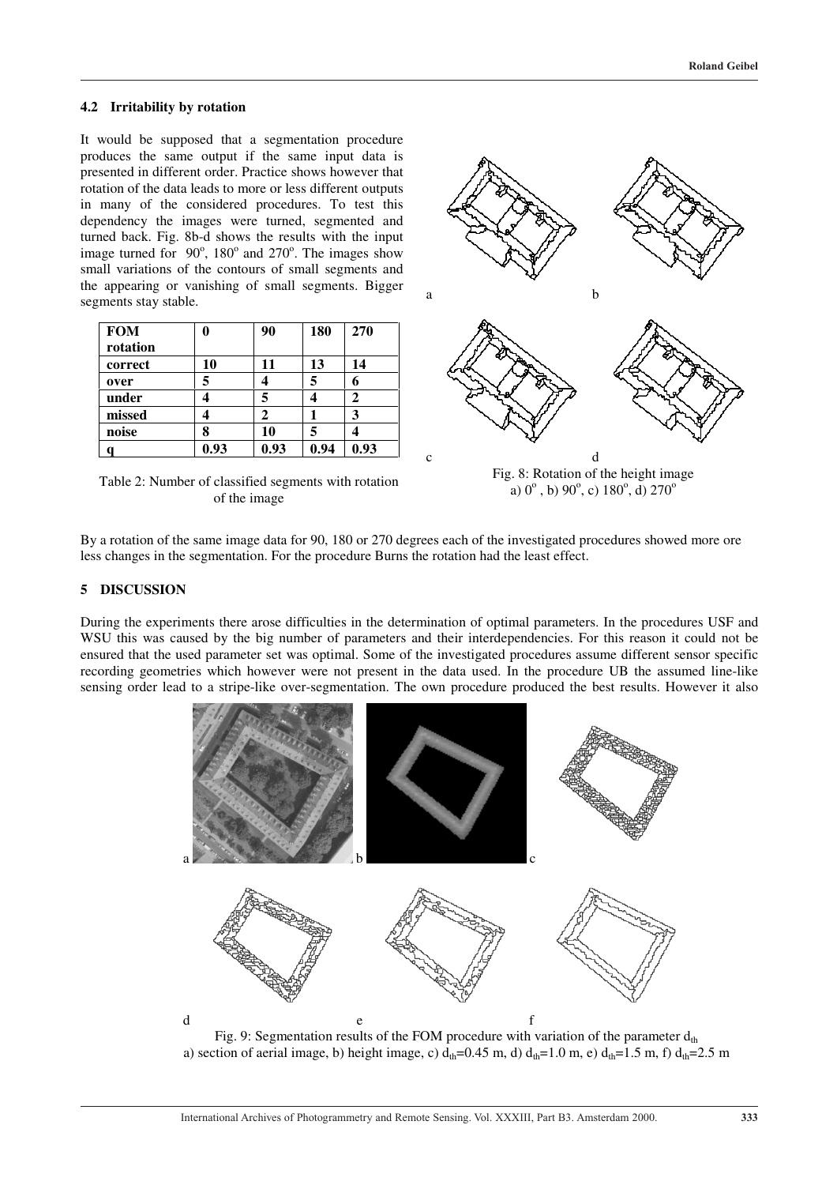### 4.2 Irritability by rotation

It would be supposed that a segmentation procedure produces the same output if the same input data is presented in different order. Practice shows however that rotation of the data leads to more or less different outputs in many of the considered procedures. To test this dependency the images were turned, segmented and turned back. Fig. 8b-d shows the results with the input image turned for $90^o$, $180^o$ and $270^o$. The images show small variations of the contours of small segments and the appearing or vanishing of small segments. Bigger segments stay stable.

| FOM rotation | 0 | 90 | 180 | 270 |
|---|---|---|---|---|
| correct | 10 | 11 | 13 | 14 |
| over | 5 | 4 | 5 | 6 |
| under | 4 | 5 | 4 | 2 |
| missed | 4 | 2 | 1 | 3 |
| noise | 8 | 10 | 5 | 4 |
| q | 0.93 | 0.93 | 0.94 | 0.93 |

Table 2: Number of classified segments with rotation of the image

Fig. 8: Rotation of the height image
a) $0^o$ , b) $90^o$, c) $180^o$, d) $270^o$

By a rotation of the same image data for 90, 180 or 270 degrees each of the investigated procedures showed more ore less changes in the segmentation. For the procedure Burns the rotation had the least effect.

## 5 DISCUSSION

During the experiments there arose difficulties in the determination of optimal parameters. In the procedures USF and WSU this was caused by the big number of parameters and their interdependencies. For this reason it could not be ensured that the used parameter set was optimal. Some of the investigated procedures assume different sensor specific recording geometries which however were not present in the data used. In the procedure UB the assumed line-like sensing order lead to a stripe-like over-segmentation. The own procedure produced the best results. However it also

Fig. 9: Segmentation results of the FOM procedure with variation of the parameter $d_{th}$
a) section of aerial image, b) height image, c) $d_{th}$=0.45 m, d) $d_{th}$=1.0 m, e) $d_{th}$=1.5 m, f) $d_{th}$=2.5 m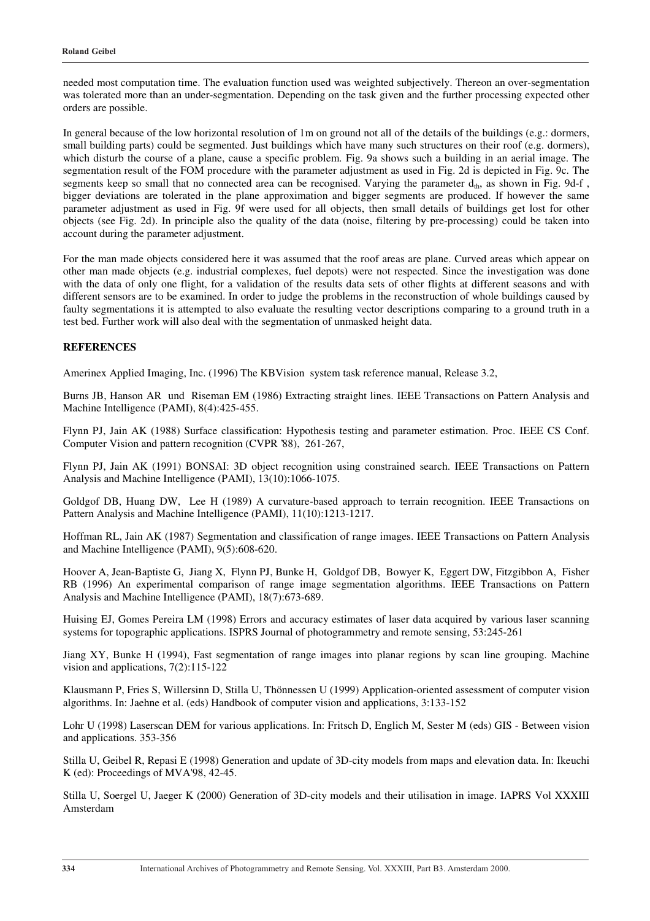needed most computation time. The evaluation function used was weighted subjectively. Thereon an over-segmentation was tolerated more than an under-segmentation. Depending on the task given and the further processing expected other orders are possible.

In general because of the low horizontal resolution of 1m on ground not all of the details of the buildings (e.g.: dormers, small building parts) could be segmented. Just buildings which have many such structures on their roof (e.g. dormers), which disturb the course of a plane, cause a specific problem. Fig. 9a shows such a building in an aerial image. The segmentation result of the FOM procedure with the parameter adjustment as used in Fig. 2d is depicted in Fig. 9c. The segments keep so small that no connected area can be recognised. Varying the parameter $d_{th}$, as shown in Fig. 9d-f , bigger deviations are tolerated in the plane approximation and bigger segments are produced. If however the same parameter adjustment as used in Fig. 9f were used for all objects, then small details of buildings get lost for other objects (see Fig. 2d). In principle also the quality of the data (noise, filtering by pre-processing) could be taken into account during the parameter adjustment.

For the man made objects considered here it was assumed that the roof areas are plane. Curved areas which appear on other man made objects (e.g. industrial complexes, fuel depots) were not respected. Since the investigation was done with the data of only one flight, for a validation of the results data sets of other flights at different seasons and with different sensors are to be examined. In order to judge the problems in the reconstruction of whole buildings caused by faulty segmentations it is attempted to also evaluate the resulting vector descriptions comparing to a ground truth in a test bed. Further work will also deal with the segmentation of unmasked height data.

## REFERENCES

Amerinex Applied Imaging, Inc. (1996) The KBVision system task reference manual, Release 3.2,

Burns JB, Hanson AR und Riseman EM (1986) Extracting straight lines. IEEE Transactions on Pattern Analysis and Machine Intelligence (PAMI), 8(4):425-455.

Flynn PJ, Jain AK (1988) Surface classification: Hypothesis testing and parameter estimation. Proc. IEEE CS Conf. Computer Vision and pattern recognition (CVPR '88), 261-267,

Flynn PJ, Jain AK (1991) BONSAI: 3D object recognition using constrained search. IEEE Transactions on Pattern Analysis and Machine Intelligence (PAMI), 13(10):1066-1075.

Goldgof DB, Huang DW, Lee H (1989) A curvature-based approach to terrain recognition. IEEE Transactions on Pattern Analysis and Machine Intelligence (PAMI), 11(10):1213-1217.

Hoffman RL, Jain AK (1987) Segmentation and classification of range images. IEEE Transactions on Pattern Analysis and Machine Intelligence (PAMI), 9(5):608-620.

Hoover A, Jean-Baptiste G, Jiang X, Flynn PJ, Bunke H, Goldgof DB, Bowyer K, Eggert DW, Fitzgibbon A, Fisher RB (1996) An experimental comparison of range image segmentation algorithms. IEEE Transactions on Pattern Analysis and Machine Intelligence (PAMI), 18(7):673-689.

Huising EJ, Gomes Pereira LM (1998) Errors and accuracy estimates of laser data acquired by various laser scanning systems for topographic applications. ISPRS Journal of photogrammetry and remote sensing, 53:245-261

Jiang XY, Bunke H (1994), Fast segmentation of range images into planar regions by scan line grouping. Machine vision and applications, 7(2):115-122

Klausmann P, Fries S, Willersinn D, Stilla U, Thönnessen U (1999) Application-oriented assessment of computer vision algorithms. In: Jaehne et al. (eds) Handbook of computer vision and applications, 3:133-152

Lohr U (1998) Laserscan DEM for various applications. In: Fritsch D, Englich M, Sester M (eds) GIS - Between vision and applications. 353-356

Stilla U, Geibel R, Repasi E (1998) Generation and update of 3D-city models from maps and elevation data. In: Ikeuchi K (ed): Proceedings of MVA'98, 42-45.

Stilla U, Soergel U, Jaeger K (2000) Generation of 3D-city models and their utilisation in image. IAPRS Vol XXXIII Amsterdam